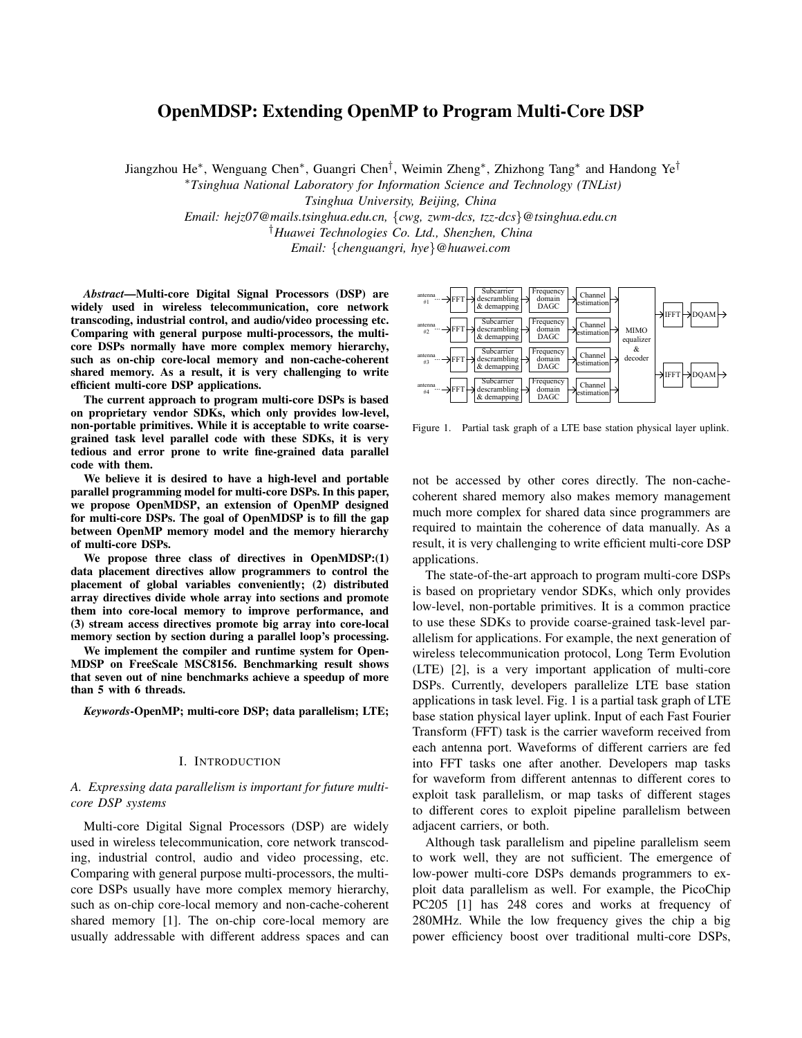// OpenMDSP: Extending OpenMP to Program Multi-Core DSP

Jiangzhou He*, Wenguang Chen*, Guangri Chen†, Weimin Zheng*, Zhizhong Tang* and Handong Ye†

*Tsinghua National Laboratory for Information Science and Technology (TNList)
Tsinghua University, Beijing, China
Email: hejz07@mails.tsinghua.edu.cn, {cwg, zwm-dcs, tzz-dcs}@tsinghua.edu.cn

†Huawei Technologies Co. Ltd., Shenzhen, China
Email: {chenguangri, hye}@huawei.com

***Abstract*—Multi-core Digital Signal Processors (DSP) are widely used in wireless telecommunication, core network transcoding, industrial control, and audio/video processing etc. Comparing with general purpose multi-processors, the multi-core DSPs normally have more complex memory hierarchy, such as on-chip core-local memory and non-cache-coherent shared memory. As a result, it is very challenging to write efficient multi-core DSP applications.**

**The current approach to program multi-core DSPs is based on proprietary vendor SDKs, which only provides low-level, non-portable primitives. While it is acceptable to write coarse-grained task level parallel code with these SDKs, it is very tedious and error prone to write fine-grained data parallel code with them.**

**We believe it is desired to have a high-level and portable parallel programming model for multi-core DSPs. In this paper, we propose OpenMDSP, an extension of OpenMP designed for multi-core DSPs. The goal of OpenMDSP is to fill the gap between OpenMP memory model and the memory hierarchy of multi-core DSPs.**

**We propose three class of directives in OpenMDSP:(1) data placement directives allow programmers to control the placement of global variables conveniently; (2) distributed array directives divide whole array into sections and promote them into core-local memory to improve performance, and (3) stream access directives promote big array into core-local memory section by section during a parallel loop's processing.**

**We implement the compiler and runtime system for OpenMDSP on FreeScale MSC8156. Benchmarking result shows that seven out of nine benchmarks achieve a speedup of more than 5 with 6 threads.**

***Keywords*-OpenMP; multi-core DSP; data parallelism; LTE;**

## I. Introduction

### *A. Expressing data parallelism is important for future multi-core DSP systems*

Multi-core Digital Signal Processors (DSP) are widely used in wireless telecommunication, core network transcoding, industrial control, audio and video processing, etc. Comparing with general purpose multi-processors, the multi-core DSPs usually have more complex memory hierarchy, such as on-chip core-local memory and non-cache-coherent shared memory [1]. The on-chip core-local memory are usually addressable with different address spaces and can not be accessed by other cores directly. The non-cache-coherent shared memory also makes memory management much more complex for shared data since programmers are required to maintain the coherence of data manually. As a result, it is very challenging to write efficient multi-core DSP applications.

Figure 1. Partial task graph of a LTE base station physical layer uplink.

The state-of-the-art approach to program multi-core DSPs is based on proprietary vendor SDKs, which only provides low-level, non-portable primitives. It is a common practice to use these SDKs to provide coarse-grained task-level parallelism for applications. For example, the next generation of wireless telecommunication protocol, Long Term Evolution (LTE) [2], is a very important application of multi-core DSPs. Currently, developers parallelize LTE base station applications in task level. Fig. 1 is a partial task graph of LTE base station physical layer uplink. Input of each Fast Fourier Transform (FFT) task is the carrier waveform received from each antenna port. Waveforms of different carriers are fed into FFT tasks one after another. Developers map tasks for waveform from different antennas to different cores to exploit task parallelism, or map tasks of different stages to different cores to exploit pipeline parallelism between adjacent carriers, or both.

Although task parallelism and pipeline parallelism seem to work well, they are not sufficient. The emergence of low-power multi-core DSPs demands programmers to exploit data parallelism as well. For example, the PicoChip PC205 [1] has 248 cores and works at frequency of 280MHz. While the low frequency gives the chip a big power efficiency boost over traditional multi-core DSPs,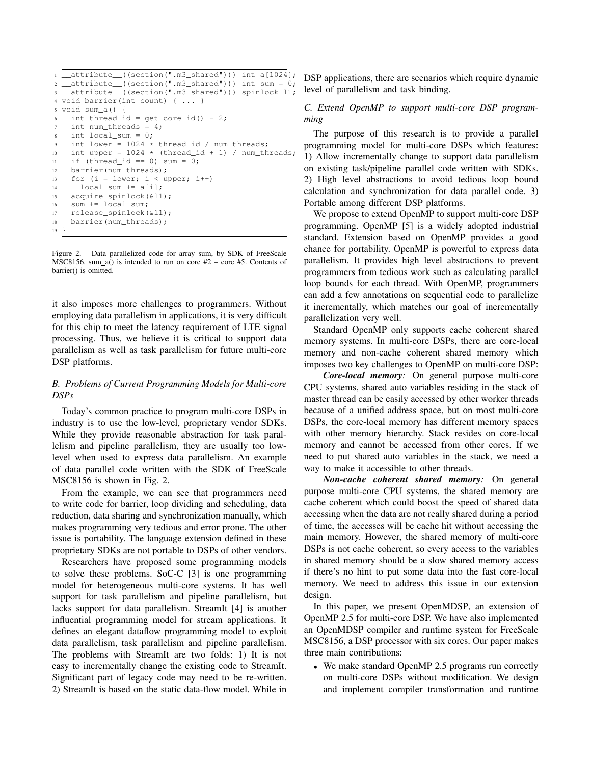```
1 __attribute__((section(".m3_shared"))) int a[1024];
2 __attribute__((section(".m3_shared"))) int sum = 0;
3 __attribute__((section(".m3_shared"))) spinlock l1;
4 void barrier(int count) { ... }
5 void sum_a() {
6   int thread_id = get_core_id() - 2;
7   int num_threads = 4;
8   int local_sum = 0;
9   int lower = 1024 * thread_id / num_threads;
10  int upper = 1024 * (thread_id + 1) / num_threads;
11  if (thread_id == 0) sum = 0;
12  barrier(num_threads);
13  for (i = lower; i < upper; i++)
14    local_sum += a[i];
15  acquire_spinlock(&l1);
16  sum += local_sum;
17  release_spinlock(&l1);
18  barrier(num_threads);
19 }
```

Figure 2. Data parallelized code for array sum, by SDK of FreeScale MSC8156. sum_a() is intended to run on core #2 – core #5. Contents of barrier() is omitted.

it also imposes more challenges to programmers. Without employing data parallelism in applications, it is very difficult for this chip to meet the latency requirement of LTE signal processing. Thus, we believe it is critical to support data parallelism as well as task parallelism for future multi-core DSP platforms.

### B. Problems of Current Programming Models for Multi-core DSPs

Today's common practice to program multi-core DSPs in industry is to use the low-level, proprietary vendor SDKs. While they provide reasonable abstraction for task parallelism and pipeline parallelism, they are usually too low-level when used to express data parallelism. An example of data parallel code written with the SDK of FreeScale MSC8156 is shown in Fig. 2.

From the example, we can see that programmers need to write code for barrier, loop dividing and scheduling, data reduction, data sharing and synchronization manually, which makes programming very tedious and error prone. The other issue is portability. The language extension defined in these proprietary SDKs are not portable to DSPs of other vendors.

Researchers have proposed some programming models to solve these problems. SoC-C [3] is one programming model for heterogeneous multi-core systems. It has well support for task parallelism and pipeline parallelism, but lacks support for data parallelism. StreamIt [4] is another influential programming model for stream applications. It defines an elegant dataflow programming model to exploit data parallelism, task parallelism and pipeline parallelism. The problems with StreamIt are two folds: 1) It is not easy to incrementally change the existing code to StreamIt. Significant part of legacy code may need to be re-written. 2) StreamIt is based on the static data-flow model. While in DSP applications, there are scenarios which require dynamic level of parallelism and task binding.

### C. Extend OpenMP to support multi-core DSP programming

The purpose of this research is to provide a parallel programming model for multi-core DSPs which features: 1) Allow incrementally change to support data parallelism on existing task/pipeline parallel code written with SDKs. 2) High level abstractions to avoid tedious loop bound calculation and synchronization for data parallel code. 3) Portable among different DSP platforms.

We propose to extend OpenMP to support multi-core DSP programming. OpenMP [5] is a widely adopted industrial standard. Extension based on OpenMP provides a good chance for portability. OpenMP is powerful to express data parallelism. It provides high level abstractions to prevent programmers from tedious work such as calculating parallel loop bounds for each thread. With OpenMP, programmers can add a few annotations on sequential code to parallelize it incrementally, which matches our goal of incrementally parallelization very well.

Standard OpenMP only supports cache coherent shared memory systems. In multi-core DSPs, there are core-local memory and non-cache coherent shared memory which imposes two key challenges to OpenMP on multi-core DSP:

***Core-local memory:*** On general purpose multi-core CPU systems, shared auto variables residing in the stack of master thread can be easily accessed by other worker threads because of a unified address space, but on most multi-core DSPs, the core-local memory has different memory spaces with other memory hierarchy. Stack resides on core-local memory and cannot be accessed from other cores. If we need to put shared auto variables in the stack, we need a way to make it accessible to other threads.

***Non-cache coherent shared memory:*** On general purpose multi-core CPU systems, the shared memory are cache coherent which could boost the speed of shared data accessing when the data are not really shared during a period of time, the accesses will be cache hit without accessing the main memory. However, the shared memory of multi-core DSPs is not cache coherent, so every access to the variables in shared memory should be a slow shared memory access if there's no hint to put some data into the fast core-local memory. We need to address this issue in our extension design.

In this paper, we present OpenMDSP, an extension of OpenMP 2.5 for multi-core DSP. We have also implemented an OpenMDSP compiler and runtime system for FreeScale MSC8156, a DSP processor with six cores. Our paper makes three main contributions:

- We make standard OpenMP 2.5 programs run correctly on multi-core DSPs without modification. We design and implement compiler transformation and runtime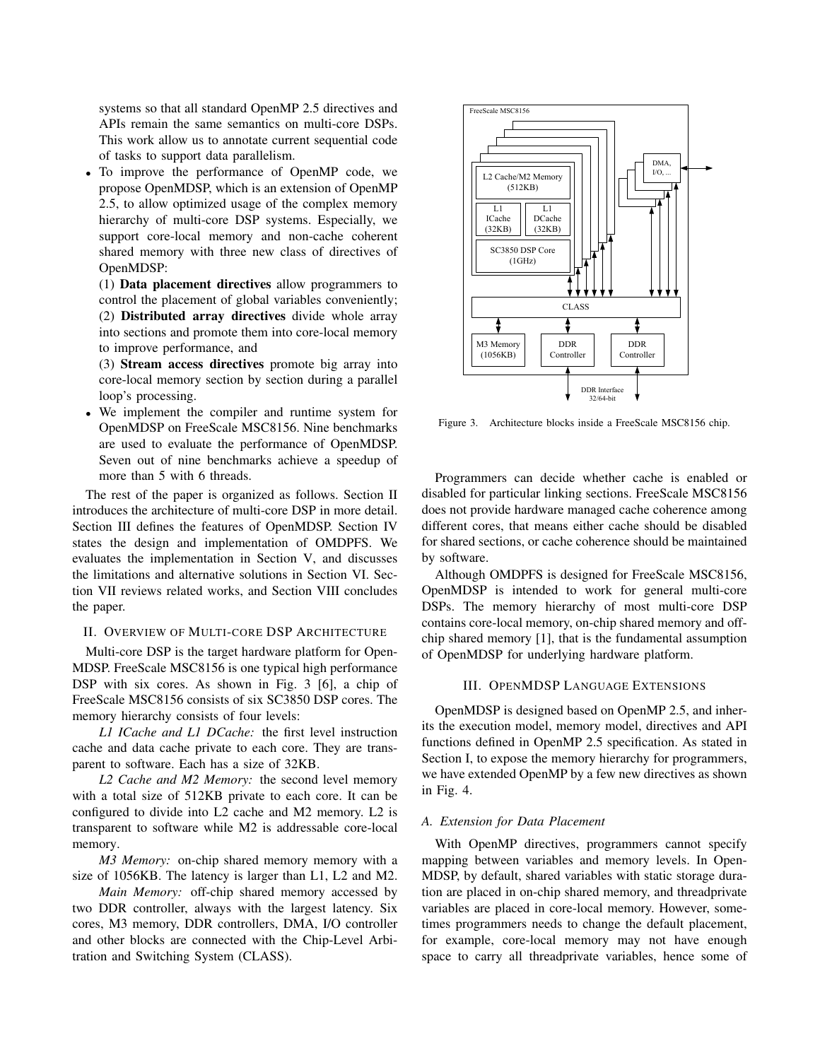systems so that all standard OpenMP 2.5 directives and APIs remain the same semantics on multi-core DSPs. This work allow us to annotate current sequential code of tasks to support data parallelism.

- To improve the performance of OpenMP code, we propose OpenMDSP, which is an extension of OpenMP 2.5, to allow optimized usage of the complex memory hierarchy of multi-core DSP systems. Especially, we support core-local memory and non-cache coherent shared memory with three new class of directives of OpenMDSP:

  (1) **Data placement directives** allow programmers to control the placement of global variables conveniently;
  (2) **Distributed array directives** divide whole array into sections and promote them into core-local memory to improve performance, and
  (3) **Stream access directives** promote big array into core-local memory section by section during a parallel loop's processing.
- We implement the compiler and runtime system for OpenMDSP on FreeScale MSC8156. Nine benchmarks are used to evaluate the performance of OpenMDSP. Seven out of nine benchmarks achieve a speedup of more than 5 with 6 threads.

The rest of the paper is organized as follows. Section II introduces the architecture of multi-core DSP in more detail. Section III defines the features of OpenMDSP. Section IV states the design and implementation of OMDPFS. We evaluates the implementation in Section V, and discusses the limitations and alternative solutions in Section VI. Section VII reviews related works, and Section VIII concludes the paper.

## II. Overview of Multi-core DSP Architecture

Multi-core DSP is the target hardware platform for OpenMDSP. FreeScale MSC8156 is one typical high performance DSP with six cores. As shown in Fig. 3 [6], a chip of FreeScale MSC8156 consists of six SC3850 DSP cores. The memory hierarchy consists of four levels:

*L1 ICache and L1 DCache:* the first level instruction cache and data cache private to each core. They are transparent to software. Each has a size of 32KB.

*L2 Cache and M2 Memory:* the second level memory with a total size of 512KB private to each core. It can be configured to divide into L2 cache and M2 memory. L2 is transparent to software while M2 is addressable core-local memory.

*M3 Memory:* on-chip shared memory memory with a size of 1056KB. The latency is larger than L1, L2 and M2.

*Main Memory:* off-chip shared memory accessed by two DDR controller, always with the largest latency. Six cores, M3 memory, DDR controllers, DMA, I/O controller and other blocks are connected with the Chip-Level Arbitration and Switching System (CLASS).

Figure 3. Architecture blocks inside a FreeScale MSC8156 chip.

Programmers can decide whether cache is enabled or disabled for particular linking sections. FreeScale MSC8156 does not provide hardware managed cache coherence among different cores, that means either cache should be disabled for shared sections, or cache coherence should be maintained by software.

Although OMDPFS is designed for FreeScale MSC8156, OpenMDSP is intended to work for general multi-core DSPs. The memory hierarchy of most multi-core DSP contains core-local memory, on-chip shared memory and off-chip shared memory [1], that is the fundamental assumption of OpenMDSP for underlying hardware platform.

## III. OpenMDSP Language Extensions

OpenMDSP is designed based on OpenMP 2.5, and inherits the execution model, memory model, directives and API functions defined in OpenMP 2.5 specification. As stated in Section I, to expose the memory hierarchy for programmers, we have extended OpenMP by a few new directives as shown in Fig. 4.

### A. Extension for Data Placement

With OpenMP directives, programmers cannot specify mapping between variables and memory levels. In OpenMDSP, by default, shared variables with static storage duration are placed in on-chip shared memory, and threadprivate variables are placed in core-local memory. However, sometimes programmers needs to change the default placement, for example, core-local memory may not have enough space to carry all threadprivate variables, hence some of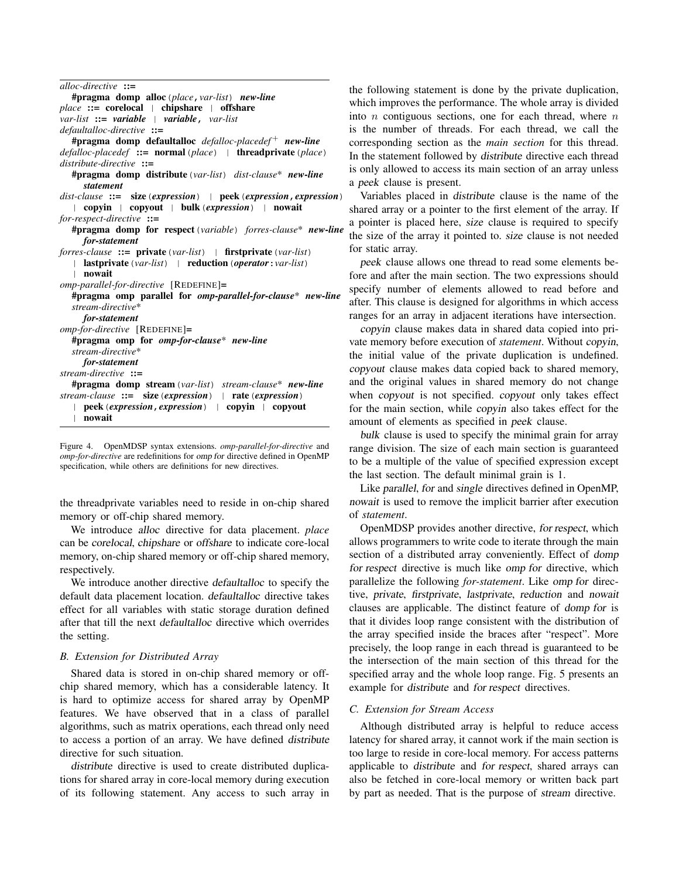```
alloc-directive ::=
   #pragma domp alloc (place, var-list) new-line
place ::= corelocal | chipshare | offshare
var-list ::= variable | variable, var-list
defaultalloc-directive ::=
   #pragma domp defaultalloc defalloc-placedef+ new-line
defalloc-placedef ::= normal (place) | threadprivate (place)
distribute-directive ::=
   #pragma domp distribute (var-list) dist-clause* new-line
      statement
dist-clause ::= size (expression) | peek (expression, expression)
   | copyin | copyout | bulk (expression) | nowait
for-respect-directive ::=
   #pragma domp for respect (variable) forres-clause* new-line
      for-statement
forres-clause ::= private (var-list) | firstprivate (var-list)
   | lastprivate (var-list) | reduction (operator : var-list)
   | nowait
omp-parallel-for-directive [REDEFINE]=
   #pragma omp parallel for omp-parallel-for-clause* new-line
   stream-directive*
      for-statement
omp-for-directive [REDEFINE]=
   #pragma omp for omp-for-clause* new-line
   stream-directive*
      for-statement
stream-directive ::=
   #pragma domp stream (var-list) stream-clause* new-line
stream-clause ::= size (expression) | rate (expression)
   | peek (expression, expression) | copyin | copyout
   | nowait
```

Figure 4. OpenMDSP syntax extensions. *omp-parallel-for-directive* and *omp-for-directive* are redefinitions for omp for directive defined in OpenMP specification, while others are definitions for new directives.

the threadprivate variables need to reside in on-chip shared memory or off-chip shared memory.

We introduce *alloc* directive for data placement. *place* can be *corelocal*, *chipshare* or *offshare* to indicate core-local memory, on-chip shared memory or off-chip shared memory, respectively.

We introduce another directive *defaultalloc* to specify the default data placement location. *defaultalloc* directive takes effect for all variables with static storage duration defined after that till the next *defaultalloc* directive which overrides the setting.

### B. Extension for Distributed Array

Shared data is stored in on-chip shared memory or off-chip shared memory, which has a considerable latency. It is hard to optimize access for shared array by OpenMP features. We have observed that in a class of parallel algorithms, such as matrix operations, each thread only need to access a portion of an array. We have defined *distribute* directive for such situation.

*distribute* directive is used to create distributed duplications for shared array in core-local memory during execution of its following statement. Any access to such array in the following statement is done by the private duplication, which improves the performance. The whole array is divided into $n$ contiguous sections, one for each thread, where $n$ is the number of threads. For each thread, we call the corresponding section as the *main section* for this thread. In the statement followed by *distribute* directive each thread is only allowed to access its main section of an array unless a *peek* clause is present.

Variables placed in *distribute* clause is the name of the shared array or a pointer to the first element of the array. If a pointer is placed here, *size* clause is required to specify the size of the array it pointed to. *size* clause is not needed for static array.

*peek* clause allows one thread to read some elements before and after the main section. The two expressions should specify number of elements allowed to read before and after. This clause is designed for algorithms in which access ranges for an array in adjacent iterations have intersection.

*copyin* clause makes data in shared data copied into private memory before execution of *statement*. Without *copyin*, the initial value of the private duplication is undefined. *copyout* clause makes data copied back to shared memory, and the original values in shared memory do not change when *copyout* is not specified. *copyout* only takes effect for the main section, while *copyin* also takes effect for the amount of elements as specified in *peek* clause.

*bulk* clause is used to specify the minimal grain for array range division. The size of each main section is guaranteed to be a multiple of the value of specified expression except the last section. The default minimal grain is 1.

Like *parallel*, *for* and *single* directives defined in OpenMP, *nowait* is used to remove the implicit barrier after execution of *statement*.

OpenMDSP provides another directive, *for respect*, which allows programmers to write code to iterate through the main section of a distributed array conveniently. Effect of *domp for respect* directive is much like *omp for* directive, which parallelize the following *for-statement*. Like *omp for* directive, *private*, *firstprivate*, *lastprivate*, *reduction* and *nowait* clauses are applicable. The distinct feature of *domp for* is that it divides loop range consistent with the distribution of the array specified inside the braces after "respect". More precisely, the loop range in each thread is guaranteed to be the intersection of the main section of this thread for the specified array and the whole loop range. Fig. 5 presents an example for *distribute* and *for respect* directives.

### C. Extension for Stream Access

Although distributed array is helpful to reduce access latency for shared array, it cannot work if the main section is too large to reside in core-local memory. For access patterns applicable to *distribute* and *for respect*, shared arrays can also be fetched in core-local memory or written back part by part as needed. That is the purpose of *stream* directive.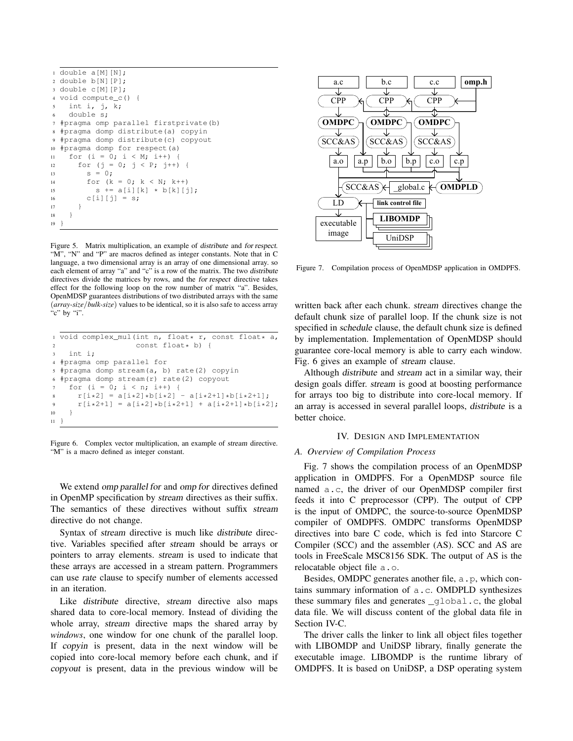```
1 double a[M][N];
2 double b[N][P];
3 double c[M][P];
4 void compute_c() {
5   int i, j, k;
6   double s;
7 #pragma omp parallel firstprivate(b)
8 #pragma domp distribute(a) copyin
9 #pragma domp distribute(c) copyout
10 #pragma domp for respect(a)
11   for (i = 0; i < M; i++) {
12     for (j = 0; j < P; j++) {
13       s = 0;
14       for (k = 0; k < N; k++)
15         s += a[i][k] * b[k][j];
16       c[i][j] = s;
17     }
18   }
19 }
```

Figure 5. Matrix multiplication, an example of *distribute* and *for respect*. "M", "N" and "P" are macros defined as integer constants. Note that in C language, a two dimensional array is an array of one dimensional array. so each element of array "a" and "c" is a row of the matrix. The two *distribute* directives divide the matrices by rows, and the *for respect* directive takes effect for the following loop on the row number of matrix "a". Besides, OpenMDSP guarantees distributions of two distributed arrays with the same (*array-size*/*bulk-size*) values to be identical, so it is also safe to access array "c" by "i".

```
1 void complex_mul(int n, float* r, const float* a,
2                  const float* b) {
3   int i;
4 #pragma omp parallel for
5 #pragma domp stream(a, b) rate(2) copyin
6 #pragma domp stream(r) rate(2) copyout
7   for (i = 0; i < n; i++) {
8     r[i*2] = a[i*2]*b[i*2] - a[i*2+1]*b[i*2+1];
9     r[i*2+1] = a[i*2]*b[i*2+1] + a[i*2+1]*b[i*2];
10   }
11 }
```

Figure 6. Complex vector multiplication, an example of *stream* directive. "M" is a macro defined as integer constant.

We extend *omp parallel for* and *omp for* directives defined in OpenMP specification by *stream* directives as their suffix. The semantics of these directives without suffix *stream* directive do not change.

Syntax of *stream* directive is much like *distribute* directive. Variables specified after *stream* should be arrays or pointers to array elements. *stream* is used to indicate that these arrays are accessed in a stream pattern. Programmers can use *rate* clause to specify number of elements accessed in an iteration.

Like *distribute* directive, *stream* directive also maps shared data to core-local memory. Instead of dividing the whole array, *stream* directive maps the shared array by *windows*, one window for one chunk of the parallel loop. If *copyin* is present, data in the next window will be copied into core-local memory before each chunk, and if *copyout* is present, data in the previous window will be written back after each chunk. *stream* directives change the default chunk size of parallel loop. If the chunk size is not specified in *schedule* clause, the default chunk size is defined by implementation. Implementation of OpenMDSP should guarantee core-local memory is able to carry each window. Fig. 6 gives an example of *stream* clause.

Although *distribute* and *stream* act in a similar way, their design goals differ. *stream* is good at boosting performance for arrays too big to distribute into core-local memory. If an array is accessed in several parallel loops, *distribute* is a better choice.

Figure 7. Compilation process of OpenMDSP application in OMDPFS.

## IV. Design and Implementation

### A. Overview of Compilation Process

Fig. 7 shows the compilation process of an OpenMDSP application in OMDPFS. For a OpenMDSP source file named `a.c`, the driver of our OpenMDSP compiler first feeds it into C preprocessor (CPP). The output of CPP is the input of OMDPC, the source-to-source OpenMDSP compiler of OMDPFS. OMDPC transforms OpenMDSP directives into bare C code, which is fed into Starcore C Compiler (SCC) and the assembler (AS). SCC and AS are tools in FreeScale MSC8156 SDK. The output of AS is the relocatable object file `a.o`.

Besides, OMDPC generates another file, `a.p`, which contains summary information of `a.c`. OMDPLD synthesizes these summary files and generates `_global.c`, the global data file. We will discuss content of the global data file in Section IV-C.

The driver calls the linker to link all object files together with LIBOMDP and UniDSP library, finally generate the executable image. LIBOMDP is the runtime library of OMDPFS. It is based on UniDSP, a DSP operating system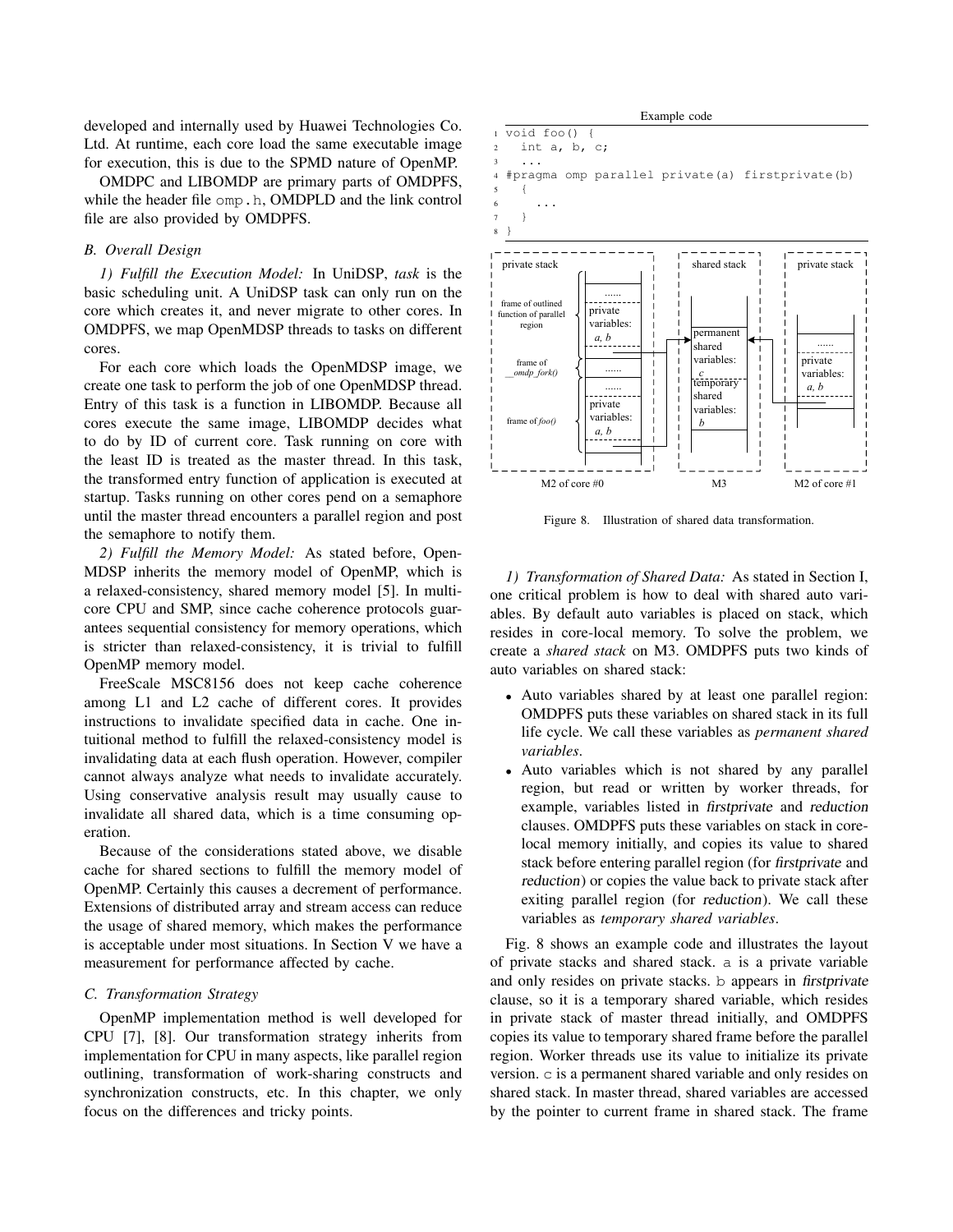developed and internally used by Huawei Technologies Co. Ltd. At runtime, each core load the same executable image for execution, this is due to the SPMD nature of OpenMP.

OMDPC and LIBOMDP are primary parts of OMDPFS, while the header file `omp.h`, OMDPLD and the link control file are also provided by OMDPFS.

### B. Overall Design

*1) Fulfill the Execution Model:* In UniDSP, *task* is the basic scheduling unit. A UniDSP task can only run on the core which creates it, and never migrate to other cores. In OMDPFS, we map OpenMDSP threads to tasks on different cores.

For each core which loads the OpenMDSP image, we create one task to perform the job of one OpenMDSP thread. Entry of this task is a function in LIBOMDP. Because all cores execute the same image, LIBOMDP decides what to do by ID of current core. Task running on core with the least ID is treated as the master thread. In this task, the transformed entry function of application is executed at startup. Tasks running on other cores pend on a semaphore until the master thread encounters a parallel region and post the semaphore to notify them.

*2) Fulfill the Memory Model:* As stated before, OpenMDSP inherits the memory model of OpenMP, which is a relaxed-consistency, shared memory model [5]. In multicore CPU and SMP, since cache coherence protocols guarantees sequential consistency for memory operations, which is stricter than relaxed-consistency, it is trivial to fulfill OpenMP memory model.

FreeScale MSC8156 does not keep cache coherence among L1 and L2 cache of different cores. It provides instructions to invalidate specified data in cache. One intuitional method to fulfill the relaxed-consistency model is invalidating data at each flush operation. However, compiler cannot always analyze what needs to invalidate accurately. Using conservative analysis result may usually cause to invalidate all shared data, which is a time consuming operation.

Because of the considerations stated above, we disable cache for shared sections to fulfill the memory model of OpenMP. Certainly this causes a decrement of performance. Extensions of distributed array and stream access can reduce the usage of shared memory, which makes the performance is acceptable under most situations. In Section V we have a measurement for performance affected by cache.

### C. Transformation Strategy

OpenMP implementation method is well developed for CPU [7], [8]. Our transformation strategy inherits from implementation for CPU in many aspects, like parallel region outlining, transformation of work-sharing constructs and synchronization constructs, etc. In this chapter, we only focus on the differences and tricky points.

Example code

```
1 void foo() {
2   int a, b, c;
3   ...
4 #pragma omp parallel private(a) firstprivate(b)
5   {
6     ...
7   }
8 }
```

Figure 8. Illustration of shared data transformation.

*1) Transformation of Shared Data:* As stated in Section I, one critical problem is how to deal with shared auto variables. By default auto variables is placed on stack, which resides in core-local memory. To solve the problem, we create a *shared stack* on M3. OMDPFS puts two kinds of auto variables on shared stack:

- Auto variables shared by at least one parallel region: OMDPFS puts these variables on shared stack in its full life cycle. We call these variables as *permanent shared variables*.
- Auto variables which is not shared by any parallel region, but read or written by worker threads, for example, variables listed in *firstprivate* and *reduction* clauses. OMDPFS puts these variables on stack in core-local memory initially, and copies its value to shared stack before entering parallel region (for *firstprivate* and *reduction*) or copies the value back to private stack after exiting parallel region (for *reduction*). We call these variables as *temporary shared variables*.

Fig. 8 shows an example code and illustrates the layout of private stacks and shared stack. `a` is a private variable and only resides on private stacks. `b` appears in *firstprivate* clause, so it is a temporary shared variable, which resides in private stack of master thread initially, and OMDPFS copies its value to temporary shared frame before the parallel region. Worker threads use its value to initialize its private version. `c` is a permanent shared variable and only resides on shared stack. In master thread, shared variables are accessed by the pointer to current frame in shared stack. The frame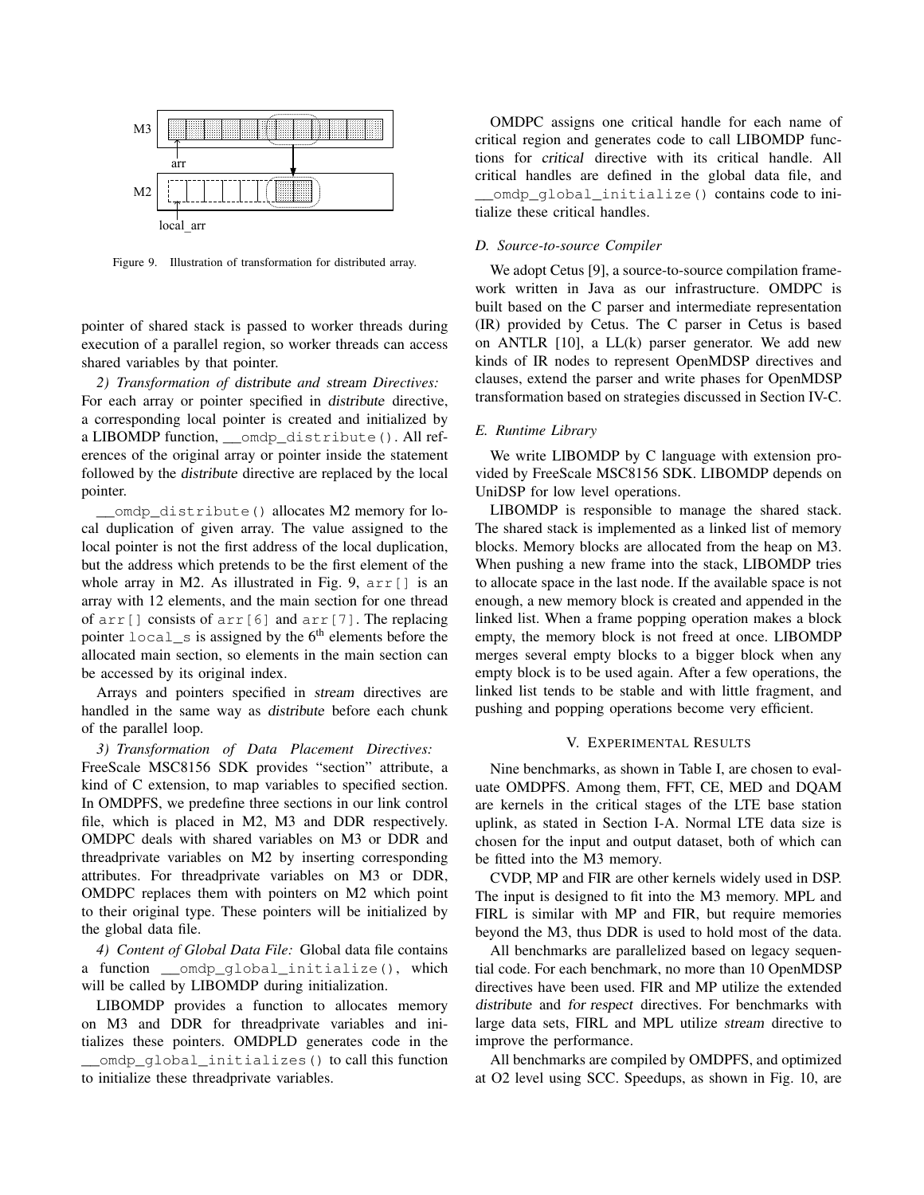Figure 9. Illustration of transformation for distributed array.

pointer of shared stack is passed to worker threads during execution of a parallel region, so worker threads can access shared variables by that pointer.

*2) Transformation of distribute and stream Directives:* For each array or pointer specified in *distribute* directive, a corresponding local pointer is created and initialized by a LIBOMDP function, `__omdp_distribute()`. All references of the original array or pointer inside the statement followed by the *distribute* directive are replaced by the local pointer.

`__omdp_distribute()` allocates M2 memory for local duplication of given array. The value assigned to the local pointer is not the first address of the local duplication, but the address which pretends to be the first element of the whole array in M2. As illustrated in Fig. 9, `arr[]` is an array with 12 elements, and the main section for one thread of `arr[]` consists of `arr[6]` and `arr[7]`. The replacing pointer `local_s` is assigned by the 6th elements before the allocated main section, so elements in the main section can be accessed by its original index.

Arrays and pointers specified in *stream* directives are handled in the same way as *distribute* before each chunk of the parallel loop.

*3) Transformation of Data Placement Directives:* FreeScale MSC8156 SDK provides "section" attribute, a kind of C extension, to map variables to specified section. In OMDPFS, we predefine three sections in our link control file, which is placed in M2, M3 and DDR respectively. OMDPC deals with shared variables on M3 or DDR and threadprivate variables on M2 by inserting corresponding attributes. For threadprivate variables on M3 or DDR, OMDPC replaces them with pointers on M2 which point to their original type. These pointers will be initialized by the global data file.

*4) Content of Global Data File:* Global data file contains a function `__omdp_global_initialize()`, which will be called by LIBOMDP during initialization.

LIBOMDP provides a function to allocates memory on M3 and DDR for threadprivate variables and initializes these pointers. OMDPLD generates code in the `__omdp_global_initializes()` to call this function to initialize these threadprivate variables.

OMDPC assigns one critical handle for each name of critical region and generates code to call LIBOMDP functions for *critical* directive with its critical handle. All critical handles are defined in the global data file, and `__omdp_global_initialize()` contains code to initialize these critical handles.

### D. Source-to-source Compiler

We adopt Cetus [9], a source-to-source compilation framework written in Java as our infrastructure. OMDPC is built based on the C parser and intermediate representation (IR) provided by Cetus. The C parser in Cetus is based on ANTLR [10], a LL(k) parser generator. We add new kinds of IR nodes to represent OpenMDSP directives and clauses, extend the parser and write phases for OpenMDSP transformation based on strategies discussed in Section IV-C.

### E. Runtime Library

We write LIBOMDP by C language with extension provided by FreeScale MSC8156 SDK. LIBOMDP depends on UniDSP for low level operations.

LIBOMDP is responsible to manage the shared stack. The shared stack is implemented as a linked list of memory blocks. Memory blocks are allocated from the heap on M3. When pushing a new frame into the stack, LIBOMDP tries to allocate space in the last node. If the available space is not enough, a new memory block is created and appended in the linked list. When a frame popping operation makes a block empty, the memory block is not freed at once. LIBOMDP merges several empty blocks to a bigger block when any empty block is to be used again. After a few operations, the linked list tends to be stable and with little fragment, and pushing and popping operations become very efficient.

## V. Experimental Results

Nine benchmarks, as shown in Table I, are chosen to evaluate OMDPFS. Among them, FFT, CE, MED and DQAM are kernels in the critical stages of the LTE base station uplink, as stated in Section I-A. Normal LTE data size is chosen for the input and output dataset, both of which can be fitted into the M3 memory.

CVDP, MP and FIR are other kernels widely used in DSP. The input is designed to fit into the M3 memory. MPL and FIRL is similar with MP and FIR, but require memories beyond the M3, thus DDR is used to hold most of the data.

All benchmarks are parallelized based on legacy sequential code. For each benchmark, no more than 10 OpenMDSP directives have been used. FIR and MP utilize the extended *distribute* and *for respect* directives. For benchmarks with large data sets, FIRL and MPL utilize *stream* directive to improve the performance.

All benchmarks are compiled by OMDPFS, and optimized at O2 level using SCC. Speedups, as shown in Fig. 10, are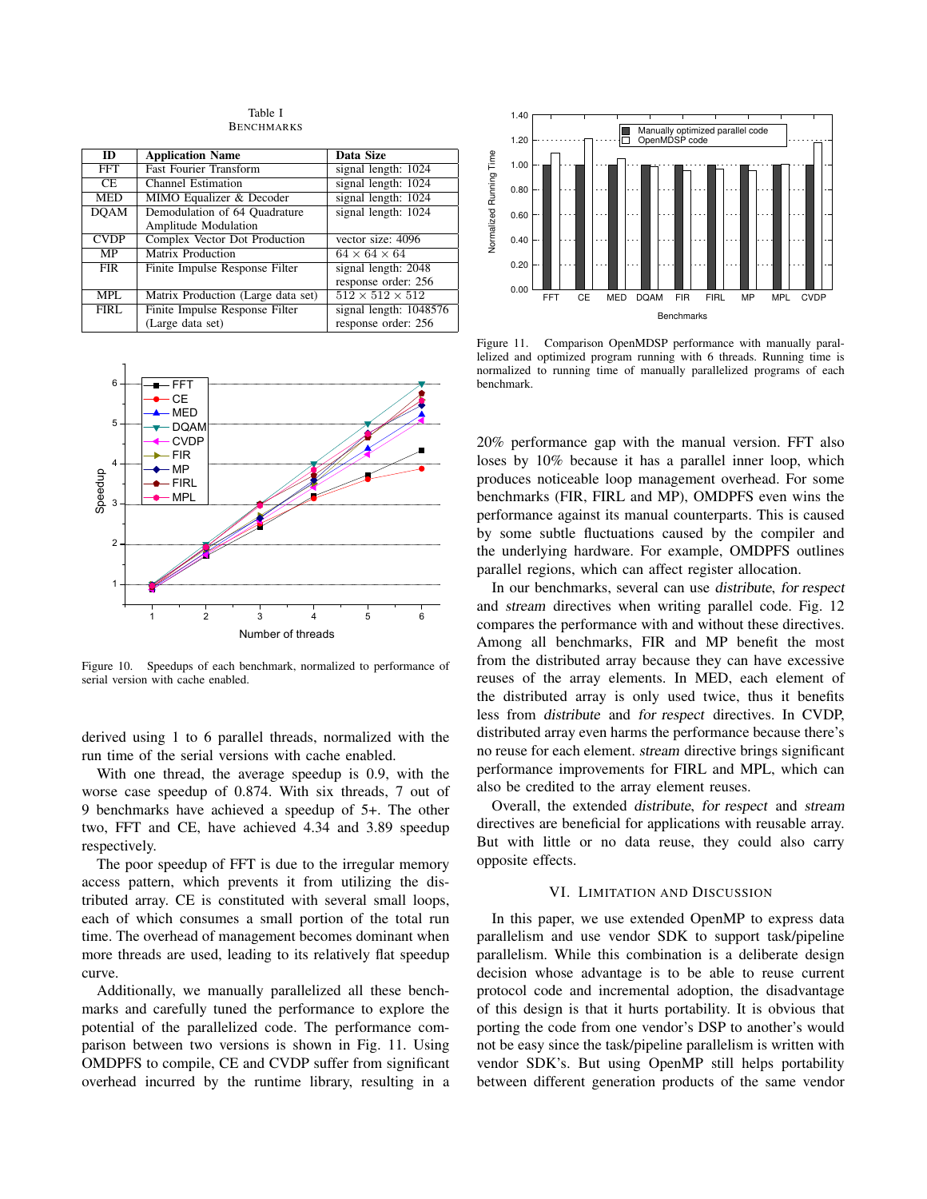Table I
BENCHMARKS

| ID | Application Name | Data Size |
|---|---|---|
| FFT | Fast Fourier Transform | signal length: 1024 |
| CE | Channel Estimation | signal length: 1024 |
| MED | MIMO Equalizer & Decoder | signal length: 1024 |
| DQAM | Demodulation of 64 Quadrature Amplitude Modulation | signal length: 1024 |
| CVDP | Complex Vector Dot Production | vector size: 4096 |
| MP | Matrix Production | $64 \times 64 \times 64$ |
| FIR | Finite Impulse Response Filter | signal length: 2048 response order: 256 |
| MPL | Matrix Production (Large data set) | $512 \times 512 \times 512$ |
| FIRL | Finite Impulse Response Filter (Large data set) | signal length: 1048576 response order: 256 |

Figure 10. Speedups of each benchmark, normalized to performance of serial version with cache enabled.

derived using 1 to 6 parallel threads, normalized with the run time of the serial versions with cache enabled.

With one thread, the average speedup is 0.9, with the worse case speedup of 0.874. With six threads, 7 out of 9 benchmarks have achieved a speedup of 5+. The other two, FFT and CE, have achieved 4.34 and 3.89 speedup respectively.

The poor speedup of FFT is due to the irregular memory access pattern, which prevents it from utilizing the distributed array. CE is constituted with several small loops, each of which consumes a small portion of the total run time. The overhead of management becomes dominant when more threads are used, leading to its relatively flat speedup curve.

Additionally, we manually parallelized all these benchmarks and carefully tuned the performance to explore the potential of the parallelized code. The performance comparison between two versions is shown in Fig. 11. Using OMDPFS to compile, CE and CVDP suffer from significant overhead incurred by the runtime library, resulting in a 20% performance gap with the manual version. FFT also loses by 10% because it has a parallel inner loop, which produces noticeable loop management overhead. For some benchmarks (FIR, FIRL and MP), OMDPFS even wins the performance against its manual counterparts. This is caused by some subtle fluctuations caused by the compiler and the underlying hardware. For example, OMDPFS outlines parallel regions, which can affect register allocation.

Figure 11. Comparison OpenMDSP performance with manually parallelized and optimized program running with 6 threads. Running time is normalized to running time of manually parallelized programs of each benchmark.

In our benchmarks, several can use *distribute*, *for respect* and *stream* directives when writing parallel code. Fig. 12 compares the performance with and without these directives. Among all benchmarks, FIR and MP benefit the most from the distributed array because they can have excessive reuses of the array elements. In MED, each element of the distributed array is only used twice, thus it benefits less from *distribute* and *for respect* directives. In CVDP, distributed array even harms the performance because there's no reuse for each element. *stream* directive brings significant performance improvements for FIRL and MPL, which can also be credited to the array element reuses.

Overall, the extended *distribute*, *for respect* and *stream* directives are beneficial for applications with reusable array. But with little or no data reuse, they could also carry opposite effects.

## VI. Limitation and Discussion

In this paper, we use extended OpenMP to express data parallelism and use vendor SDK to support task/pipeline parallelism. While this combination is a deliberate design decision whose advantage is to be able to reuse current protocol code and incremental adoption, the disadvantage of this design is that it hurts portability. It is obvious that porting the code from one vendor's DSP to another's would not be easy since the task/pipeline parallelism is written with vendor SDK's. But using OpenMP still helps portability between different generation products of the same vendor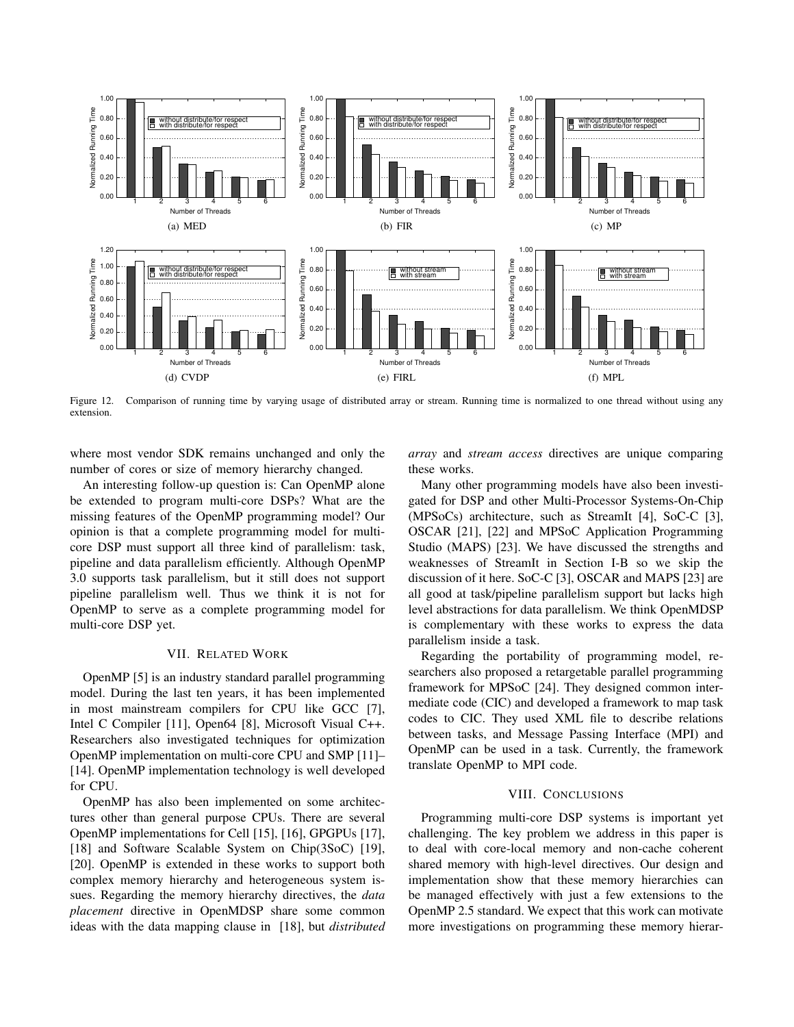Figure 12. Comparison of running time by varying usage of distributed array or stream. Running time is normalized to one thread without using any extension.

where most vendor SDK remains unchanged and only the number of cores or size of memory hierarchy changed.

An interesting follow-up question is: Can OpenMP alone be extended to program multi-core DSPs? What are the missing features of the OpenMP programming model? Our opinion is that a complete programming model for multi-core DSP must support all three kind of parallelism: task, pipeline and data parallelism efficiently. Although OpenMP 3.0 supports task parallelism, but it still does not support pipeline parallelism well. Thus we think it is not for OpenMP to serve as a complete programming model for multi-core DSP yet.

## VII. Related Work

OpenMP [5] is an industry standard parallel programming model. During the last ten years, it has been implemented in most mainstream compilers for CPU like GCC [7], Intel C Compiler [11], Open64 [8], Microsoft Visual C++. Researchers also investigated techniques for optimization OpenMP implementation on multi-core CPU and SMP [11]–[14]. OpenMP implementation technology is well developed for CPU.

OpenMP has also been implemented on some architectures other than general purpose CPUs. There are several OpenMP implementations for Cell [15], [16], GPGPUs [17], [18] and Software Scalable System on Chip(3SoC) [19], [20]. OpenMP is extended in these works to support both complex memory hierarchy and heterogeneous system issues. Regarding the memory hierarchy directives, the *data placement* directive in OpenMDSP share some common ideas with the data mapping clause in [18], but *distributed array* and *stream access* directives are unique comparing these works.

Many other programming models have also been investigated for DSP and other Multi-Processor Systems-On-Chip (MPSoCs) architecture, such as StreamIt [4], SoC-C [3], OSCAR [21], [22] and MPSoC Application Programming Studio (MAPS) [23]. We have discussed the strengths and weaknesses of StreamIt in Section I-B so we skip the discussion of it here. SoC-C [3], OSCAR and MAPS [23] are all good at task/pipeline parallelism support but lacks high level abstractions for data parallelism. We think OpenMDSP is complementary with these works to express the data parallelism inside a task.

Regarding the portability of programming model, researchers also proposed a retargetable parallel programming framework for MPSoC [24]. They designed common intermediate code (CIC) and developed a framework to map task codes to CIC. They used XML file to describe relations between tasks, and Message Passing Interface (MPI) and OpenMP can be used in a task. Currently, the framework translate OpenMP to MPI code.

## VIII. Conclusions

Programming multi-core DSP systems is important yet challenging. The key problem we address in this paper is to deal with core-local memory and non-cache coherent shared memory with high-level directives. Our design and implementation show that these memory hierarchies can be managed effectively with just a few extensions to the OpenMP 2.5 standard. We expect that this work can motivate more investigations on programming these memory hierar-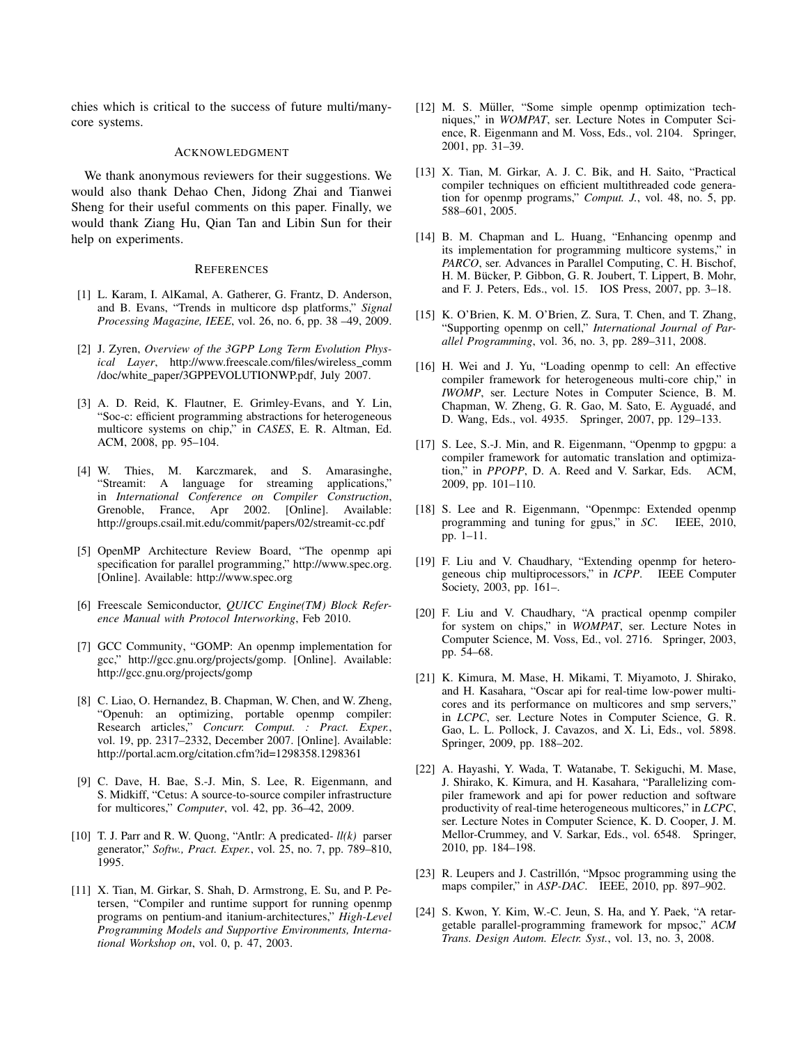chies which is critical to the success of future multi/many-core systems.

## ACKNOWLEDGMENT

We thank anonymous reviewers for their suggestions. We would also thank Dehao Chen, Jidong Zhai and Tianwei Sheng for their useful comments on this paper. Finally, we would thank Ziang Hu, Qian Tan and Libin Sun for their help on experiments.

## REFERENCES

[1] L. Karam, I. AlKamal, A. Gatherer, G. Frantz, D. Anderson, and B. Evans, "Trends in multicore dsp platforms," *Signal Processing Magazine, IEEE*, vol. 26, no. 6, pp. 38 –49, 2009.

[2] J. Zyren, *Overview of the 3GPP Long Term Evolution Physical Layer*, http://www.freescale.com/files/wireless_comm /doc/white_paper/3GPPEVOLUTIONWP.pdf, July 2007.

[3] A. D. Reid, K. Flautner, E. Grimley-Evans, and Y. Lin, "Soc-c: efficient programming abstractions for heterogeneous multicore systems on chip," in *CASES*, E. R. Altman, Ed. ACM, 2008, pp. 95–104.

[4] W. Thies, M. Karczmarek, and S. Amarasinghe, "Streamit: A language for streaming applications," in *International Conference on Compiler Construction*, Grenoble, France, Apr 2002. [Online]. Available: http://groups.csail.mit.edu/commit/papers/02/streamit-cc.pdf

[5] OpenMP Architecture Review Board, "The openmp api specification for parallel programming," http://www.spec.org. [Online]. Available: http://www.spec.org

[6] Freescale Semiconductor, *QUICC Engine(TM) Block Reference Manual with Protocol Interworking*, Feb 2010.

[7] GCC Community, "GOMP: An openmp implementation for gcc," http://gcc.gnu.org/projects/gomp. [Online]. Available: http://gcc.gnu.org/projects/gomp

[8] C. Liao, O. Hernandez, B. Chapman, W. Chen, and W. Zheng, "Openuh: an optimizing, portable openmp compiler: Research articles," *Concurr. Comput. : Pract. Exper.*, vol. 19, pp. 2317–2332, December 2007. [Online]. Available: http://portal.acm.org/citation.cfm?id=1298358.1298361

[9] C. Dave, H. Bae, S.-J. Min, S. Lee, R. Eigenmann, and S. Midkiff, "Cetus: A source-to-source compiler infrastructure for multicores," *Computer*, vol. 42, pp. 36–42, 2009.

[10] T. J. Parr and R. W. Quong, "Antlr: A predicated- *ll(k)* parser generator," *Softw., Pract. Exper.*, vol. 25, no. 7, pp. 789–810, 1995.

[11] X. Tian, M. Girkar, S. Shah, D. Armstrong, E. Su, and P. Petersen, "Compiler and runtime support for running openmp programs on pentium-and itanium-architectures," *High-Level Programming Models and Supportive Environments, International Workshop on*, vol. 0, p. 47, 2003.

[12] M. S. Müller, "Some simple openmp optimization techniques," in *WOMPAT*, ser. Lecture Notes in Computer Science, R. Eigenmann and M. Voss, Eds., vol. 2104. Springer, 2001, pp. 31–39.

[13] X. Tian, M. Girkar, A. J. C. Bik, and H. Saito, "Practical compiler techniques on efficient multithreaded code generation for openmp programs," *Comput. J.*, vol. 48, no. 5, pp. 588–601, 2005.

[14] B. M. Chapman and L. Huang, "Enhancing openmp and its implementation for programming multicore systems," in *PARCO*, ser. Advances in Parallel Computing, C. H. Bischof, H. M. Bücker, P. Gibbon, G. R. Joubert, T. Lippert, B. Mohr, and F. J. Peters, Eds., vol. 15. IOS Press, 2007, pp. 3–18.

[15] K. O'Brien, K. M. O'Brien, Z. Sura, T. Chen, and T. Zhang, "Supporting openmp on cell," *International Journal of Parallel Programming*, vol. 36, no. 3, pp. 289–311, 2008.

[16] H. Wei and J. Yu, "Loading openmp to cell: An effective compiler framework for heterogeneous multi-core chip," in *IWOMP*, ser. Lecture Notes in Computer Science, B. M. Chapman, W. Zheng, G. R. Gao, M. Sato, E. Ayguadé, and D. Wang, Eds., vol. 4935. Springer, 2007, pp. 129–133.

[17] S. Lee, S.-J. Min, and R. Eigenmann, "Openmp to gpgpu: a compiler framework for automatic translation and optimization," in *PPOPP*, D. A. Reed and V. Sarkar, Eds. ACM, 2009, pp. 101–110.

[18] S. Lee and R. Eigenmann, "Openmpc: Extended openmp programming and tuning for gpus," in *SC*. IEEE, 2010, pp. 1–11.

[19] F. Liu and V. Chaudhary, "Extending openmp for heterogeneous chip multiprocessors," in *ICPP*. IEEE Computer Society, 2003, pp. 161–.

[20] F. Liu and V. Chaudhary, "A practical openmp compiler for system on chips," in *WOMPAT*, ser. Lecture Notes in Computer Science, M. Voss, Ed., vol. 2716. Springer, 2003, pp. 54–68.

[21] K. Kimura, M. Mase, H. Mikami, T. Miyamoto, J. Shirako, and H. Kasahara, "Oscar api for real-time low-power multicores and its performance on multicores and smp servers," in *LCPC*, ser. Lecture Notes in Computer Science, G. R. Gao, L. L. Pollock, J. Cavazos, and X. Li, Eds., vol. 5898. Springer, 2009, pp. 188–202.

[22] A. Hayashi, Y. Wada, T. Watanabe, T. Sekiguchi, M. Mase, J. Shirako, K. Kimura, and H. Kasahara, "Parallelizing compiler framework and api for power reduction and software productivity of real-time heterogeneous multicores," in *LCPC*, ser. Lecture Notes in Computer Science, K. D. Cooper, J. M. Mellor-Crummey, and V. Sarkar, Eds., vol. 6548. Springer, 2010, pp. 184–198.

[23] R. Leupers and J. Castrillón, "Mpsoc programming using the maps compiler," in *ASP-DAC*. IEEE, 2010, pp. 897–902.

[24] S. Kwon, Y. Kim, W.-C. Jeun, S. Ha, and Y. Paek, "A retargetable parallel-programming framework for mpsoc," *ACM Trans. Design Autom. Electr. Syst.*, vol. 13, no. 3, 2008.